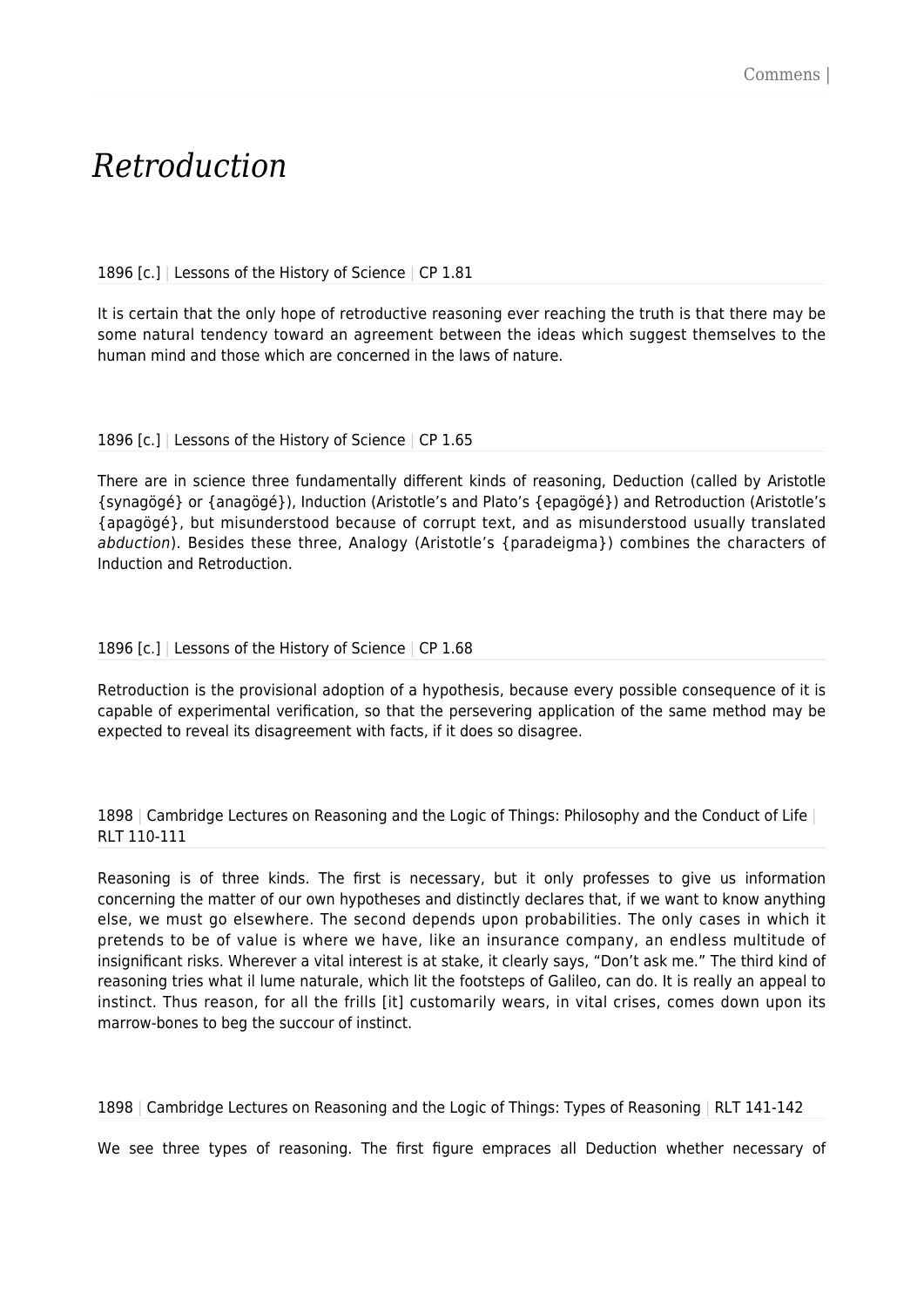# *Retroduction*

1896 [c.] | Lessons of the History of Science | CP 1.81

It is certain that the only hope of retroductive reasoning ever reaching the truth is that there may be some natural tendency toward an agreement between the ideas which suggest themselves to the human mind and those which are concerned in the laws of nature.

1896 [c.] | Lessons of the History of Science | CP 1.65

There are in science three fundamentally different kinds of reasoning, Deduction (called by Aristotle {synagögé} or {anagögé}), Induction (Aristotle's and Plato's {epagögé}) and Retroduction (Aristotle's {apagögé}, but misunderstood because of corrupt text, and as misunderstood usually translated *abduction*). Besides these three, Analogy (Aristotle's {paradeigma}) combines the characters of Induction and Retroduction.

1896 [c.] | Lessons of the History of Science | CP 1.68

Retroduction is the provisional adoption of a hypothesis, because every possible consequence of it is capable of experimental verification, so that the persevering application of the same method may be expected to reveal its disagreement with facts, if it does so disagree.

1898 | Cambridge Lectures on Reasoning and the Logic of Things: Philosophy and the Conduct of Life | RLT 110-111

Reasoning is of three kinds. The first is necessary, but it only professes to give us information concerning the matter of our own hypotheses and distinctly declares that, if we want to know anything else, we must go elsewhere. The second depends upon probabilities. The only cases in which it pretends to be of value is where we have, like an insurance company, an endless multitude of insignificant risks. Wherever a vital interest is at stake, it clearly says, "Don't ask me." The third kind of reasoning tries what il lume naturale, which lit the footsteps of Galileo, can do. It is really an appeal to instinct. Thus reason, for all the frills [it] customarily wears, in vital crises, comes down upon its marrow-bones to beg the succour of instinct.

1898 | Cambridge Lectures on Reasoning and the Logic of Things: Types of Reasoning | RLT 141-142

We see three types of reasoning. The first figure empraces all Deduction whether necessary of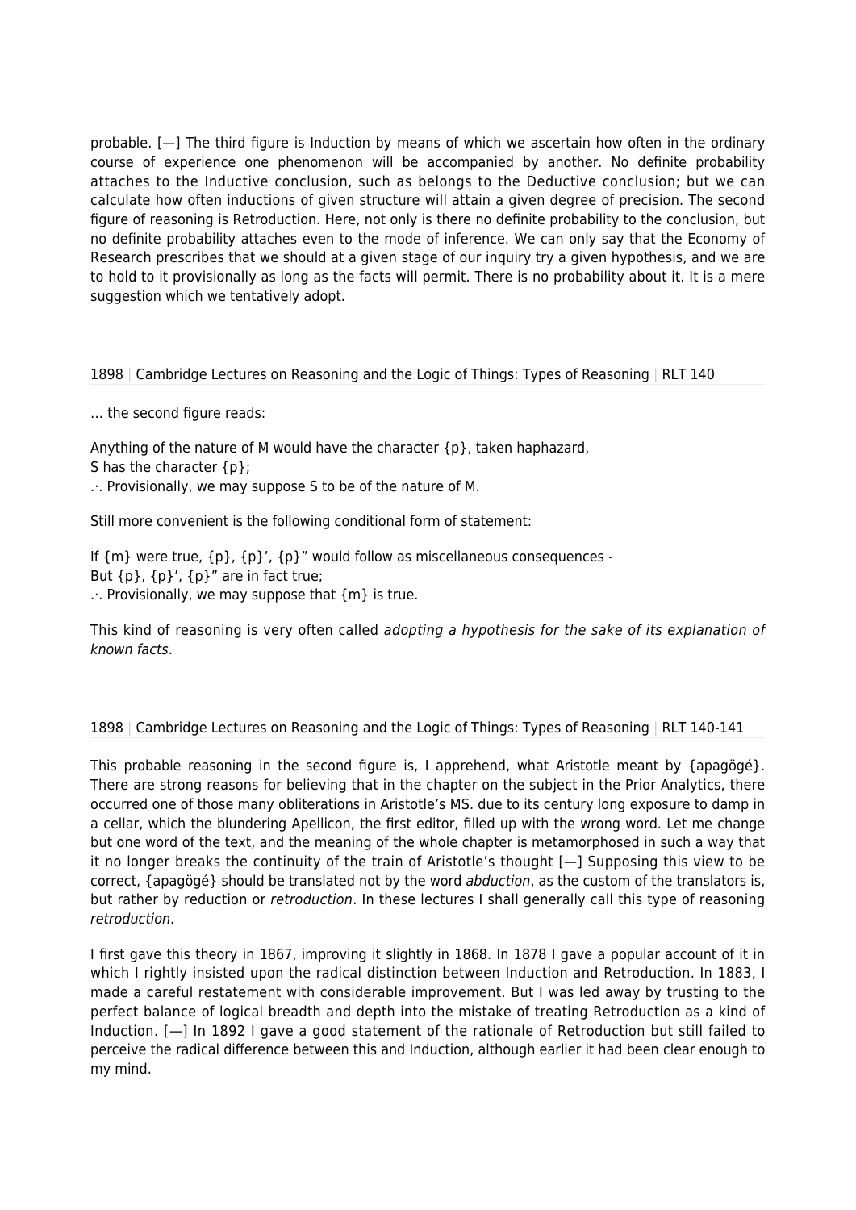probable. [—] The third figure is Induction by means of which we ascertain how often in the ordinary course of experience one phenomenon will be accompanied by another. No definite probability attaches to the Inductive conclusion, such as belongs to the Deductive conclusion; but we can calculate how often inductions of given structure will attain a given degree of precision. The second figure of reasoning is Retroduction. Here, not only is there no definite probability to the conclusion, but no definite probability attaches even to the mode of inference. We can only say that the Economy of Research prescribes that we should at a given stage of our inquiry try a given hypothesis, and we are to hold to it provisionally as long as the facts will permit. There is no probability about it. It is a mere suggestion which we tentatively adopt.

1898 | Cambridge Lectures on Reasoning and the Logic of Things: Types of Reasoning | RLT 140

… the second figure reads:

Anything of the nature of M would have the character {p}, taken haphazard,
S has the character {p};
∴ Provisionally, we may suppose S to be of the nature of M.

Still more convenient is the following conditional form of statement:

If {m} were true, {p}, {p}’, {p}” would follow as miscellaneous consequences -
But {p}, {p}’, {p}” are in fact true;
∴ Provisionally, we may suppose that {m} is true.

This kind of reasoning is very often called *adopting a hypothesis for the sake of its explanation of known facts*.

1898 | Cambridge Lectures on Reasoning and the Logic of Things: Types of Reasoning | RLT 140-141

This probable reasoning in the second figure is, I apprehend, what Aristotle meant by {apagögé}. There are strong reasons for believing that in the chapter on the subject in the Prior Analytics, there occurred one of those many obliterations in Aristotle’s MS. due to its century long exposure to damp in a cellar, which the blundering Apellicon, the first editor, filled up with the wrong word. Let me change but one word of the text, and the meaning of the whole chapter is metamorphosed in such a way that it no longer breaks the continuity of the train of Aristotle’s thought [—] Supposing this view to be correct, {apagögé} should be translated not by the word *abduction*, as the custom of the translators is, but rather by reduction or *retroduction*. In these lectures I shall generally call this type of reasoning *retroduction*.

I first gave this theory in 1867, improving it slightly in 1868. In 1878 I gave a popular account of it in which I rightly insisted upon the radical distinction between Induction and Retroduction. In 1883, I made a careful restatement with considerable improvement. But I was led away by trusting to the perfect balance of logical breadth and depth into the mistake of treating Retroduction as a kind of Induction. [—] In 1892 I gave a good statement of the rationale of Retroduction but still failed to perceive the radical difference between this and Induction, although earlier it had been clear enough to my mind.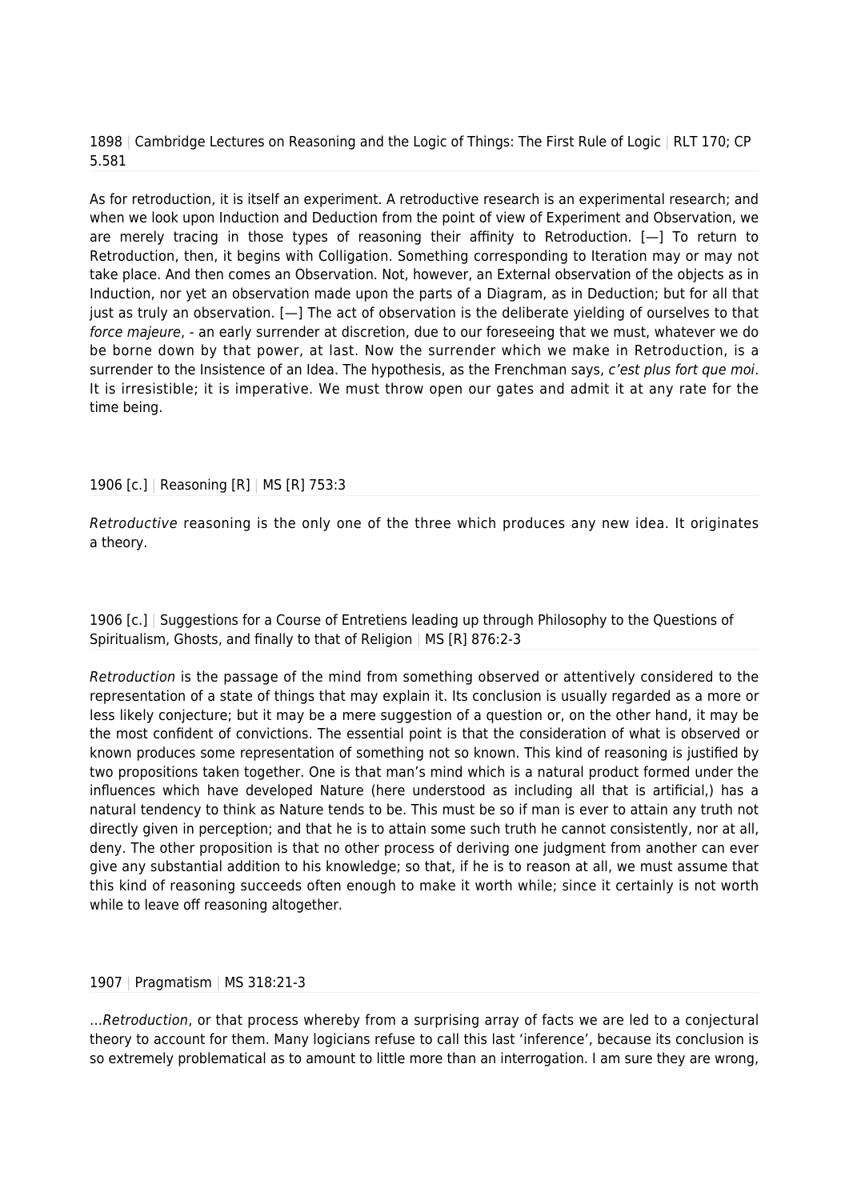1898 | Cambridge Lectures on Reasoning and the Logic of Things: The First Rule of Logic | RLT 170; CP 5.581

As for retroduction, it is itself an experiment. A retroductive research is an experimental research; and when we look upon Induction and Deduction from the point of view of Experiment and Observation, we are merely tracing in those types of reasoning their affinity to Retroduction. [—] To return to Retroduction, then, it begins with Colligation. Something corresponding to Iteration may or may not take place. And then comes an Observation. Not, however, an External observation of the objects as in Induction, nor yet an observation made upon the parts of a Diagram, as in Deduction; but for all that just as truly an observation. [—] The act of observation is the deliberate yielding of ourselves to that *force majeure*, - an early surrender at discretion, due to our foreseeing that we must, whatever we do be borne down by that power, at last. Now the surrender which we make in Retroduction, is a surrender to the Insistence of an Idea. The hypothesis, as the Frenchman says, *c'est plus fort que moi*. It is irresistible; it is imperative. We must throw open our gates and admit it at any rate for the time being.

1906 [c.] | Reasoning [R] | MS [R] 753:3

*Retroductive* reasoning is the only one of the three which produces any new idea. It originates a theory.

1906 [c.] | Suggestions for a Course of Entretiens leading up through Philosophy to the Questions of Spiritualism, Ghosts, and finally to that of Religion | MS [R] 876:2-3

*Retroduction* is the passage of the mind from something observed or attentively considered to the representation of a state of things that may explain it. Its conclusion is usually regarded as a more or less likely conjecture; but it may be a mere suggestion of a question or, on the other hand, it may be the most confident of convictions. The essential point is that the consideration of what is observed or known produces some representation of something not so known. This kind of reasoning is justified by two propositions taken together. One is that man's mind which is a natural product formed under the influences which have developed Nature (here understood as including all that is artificial,) has a natural tendency to think as Nature tends to be. This must be so if man is ever to attain any truth not directly given in perception; and that he is to attain some such truth he cannot consistently, nor at all, deny. The other proposition is that no other process of deriving one judgment from another can ever give any substantial addition to his knowledge; so that, if he is to reason at all, we must assume that this kind of reasoning succeeds often enough to make it worth while; since it certainly is not worth while to leave off reasoning altogether.

1907 | Pragmatism | MS 318:21-3

…*Retroduction*, or that process whereby from a surprising array of facts we are led to a conjectural theory to account for them. Many logicians refuse to call this last 'inference', because its conclusion is so extremely problematical as to amount to little more than an interrogation. I am sure they are wrong,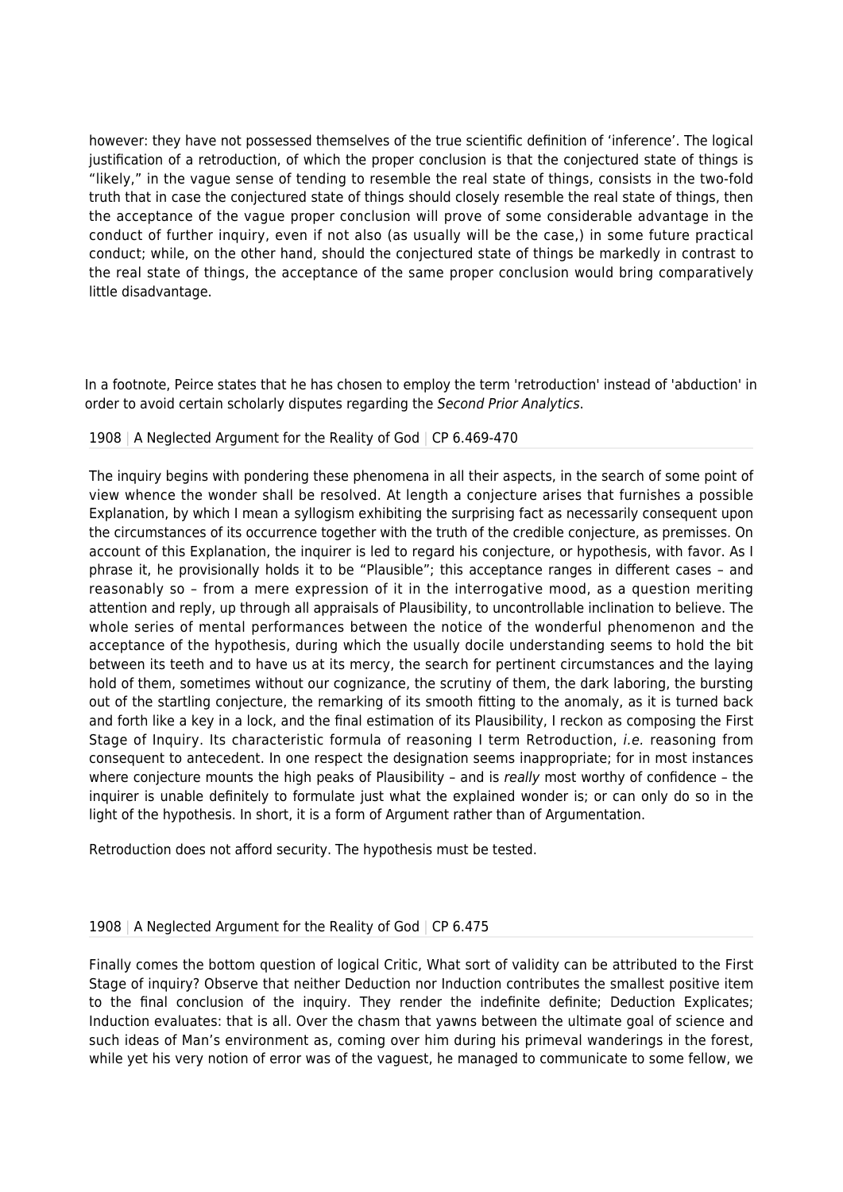however: they have not possessed themselves of the true scientific definition of 'inference'. The logical justification of a retroduction, of which the proper conclusion is that the conjectured state of things is "likely," in the vague sense of tending to resemble the real state of things, consists in the two-fold truth that in case the conjectured state of things should closely resemble the real state of things, then the acceptance of the vague proper conclusion will prove of some considerable advantage in the conduct of further inquiry, even if not also (as usually will be the case,) in some future practical conduct; while, on the other hand, should the conjectured state of things be markedly in contrast to the real state of things, the acceptance of the same proper conclusion would bring comparatively little disadvantage.

In a footnote, Peirce states that he has chosen to employ the term 'retroduction' instead of 'abduction' in order to avoid certain scholarly disputes regarding the *Second Prior Analytics*.

1908 | A Neglected Argument for the Reality of God | CP 6.469-470

The inquiry begins with pondering these phenomena in all their aspects, in the search of some point of view whence the wonder shall be resolved. At length a conjecture arises that furnishes a possible Explanation, by which I mean a syllogism exhibiting the surprising fact as necessarily consequent upon the circumstances of its occurrence together with the truth of the credible conjecture, as premisses. On account of this Explanation, the inquirer is led to regard his conjecture, or hypothesis, with favor. As I phrase it, he provisionally holds it to be "Plausible"; this acceptance ranges in different cases – and reasonably so – from a mere expression of it in the interrogative mood, as a question meriting attention and reply, up through all appraisals of Plausibility, to uncontrollable inclination to believe. The whole series of mental performances between the notice of the wonderful phenomenon and the acceptance of the hypothesis, during which the usually docile understanding seems to hold the bit between its teeth and to have us at its mercy, the search for pertinent circumstances and the laying hold of them, sometimes without our cognizance, the scrutiny of them, the dark laboring, the bursting out of the startling conjecture, the remarking of its smooth fitting to the anomaly, as it is turned back and forth like a key in a lock, and the final estimation of its Plausibility, I reckon as composing the First Stage of Inquiry. Its characteristic formula of reasoning I term Retroduction, *i.e.* reasoning from consequent to antecedent. In one respect the designation seems inappropriate; for in most instances where conjecture mounts the high peaks of Plausibility – and is *really* most worthy of confidence – the inquirer is unable definitely to formulate just what the explained wonder is; or can only do so in the light of the hypothesis. In short, it is a form of Argument rather than of Argumentation.

Retroduction does not afford security. The hypothesis must be tested.

1908 | A Neglected Argument for the Reality of God | CP 6.475

Finally comes the bottom question of logical Critic, What sort of validity can be attributed to the First Stage of inquiry? Observe that neither Deduction nor Induction contributes the smallest positive item to the final conclusion of the inquiry. They render the indefinite definite; Deduction Explicates; Induction evaluates: that is all. Over the chasm that yawns between the ultimate goal of science and such ideas of Man's environment as, coming over him during his primeval wanderings in the forest, while yet his very notion of error was of the vaguest, he managed to communicate to some fellow, we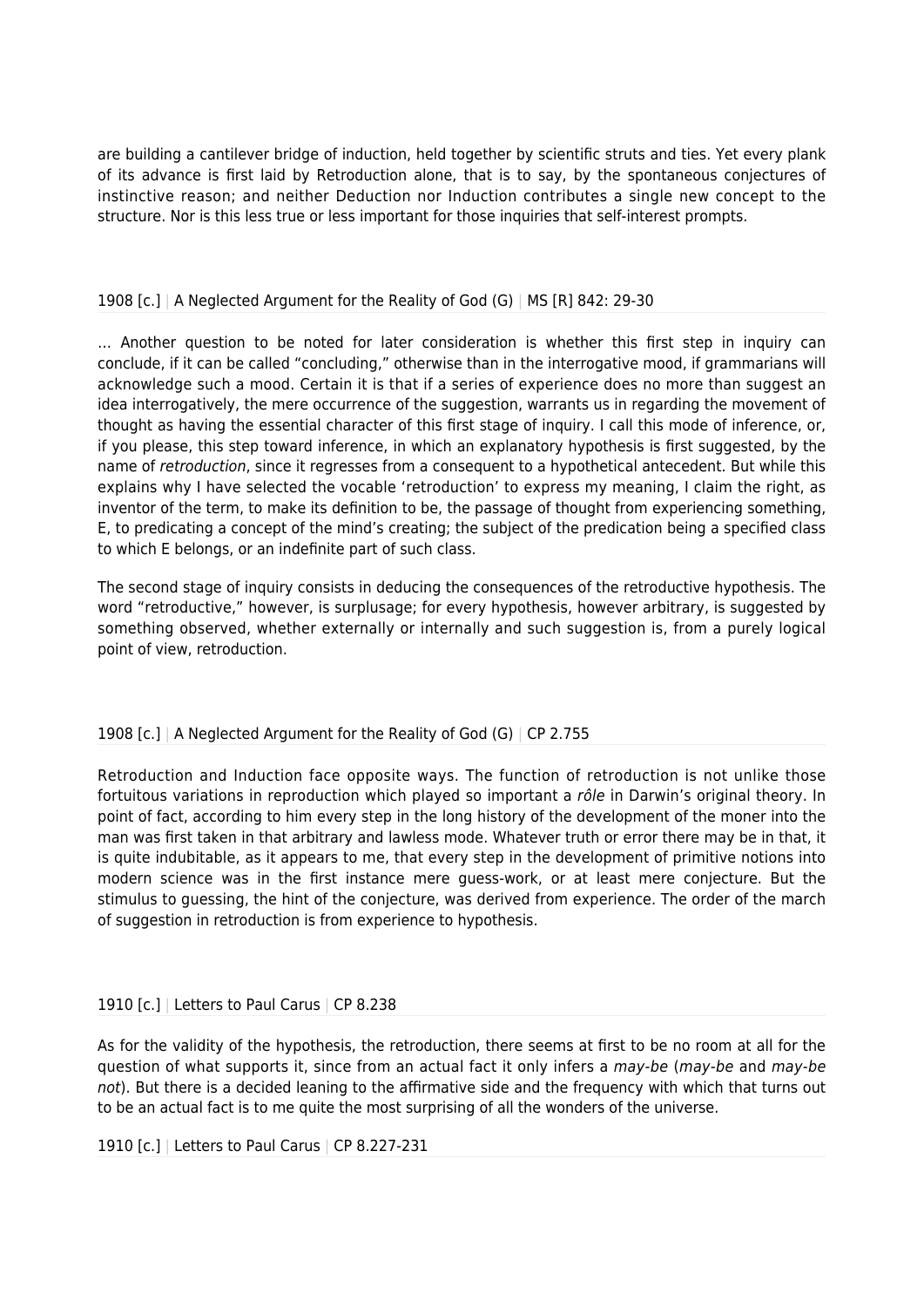are building a cantilever bridge of induction, held together by scientific struts and ties. Yet every plank of its advance is first laid by Retroduction alone, that is to say, by the spontaneous conjectures of instinctive reason; and neither Deduction nor Induction contributes a single new concept to the structure. Nor is this less true or less important for those inquiries that self-interest prompts.

1908 [c.] | A Neglected Argument for the Reality of God (G) | MS [R] 842: 29-30

… Another question to be noted for later consideration is whether this first step in inquiry can conclude, if it can be called "concluding," otherwise than in the interrogative mood, if grammarians will acknowledge such a mood. Certain it is that if a series of experience does no more than suggest an idea interrogatively, the mere occurrence of the suggestion, warrants us in regarding the movement of thought as having the essential character of this first stage of inquiry. I call this mode of inference, or, if you please, this step toward inference, in which an explanatory hypothesis is first suggested, by the name of *retroduction*, since it regresses from a consequent to a hypothetical antecedent. But while this explains why I have selected the vocable 'retroduction' to express my meaning, I claim the right, as inventor of the term, to make its definition to be, the passage of thought from experiencing something, E, to predicating a concept of the mind's creating; the subject of the predication being a specified class to which E belongs, or an indefinite part of such class.

The second stage of inquiry consists in deducing the consequences of the retroductive hypothesis. The word "retroductive," however, is surplusage; for every hypothesis, however arbitrary, is suggested by something observed, whether externally or internally and such suggestion is, from a purely logical point of view, retroduction.

1908 [c.] | A Neglected Argument for the Reality of God (G) | CP 2.755

Retroduction and Induction face opposite ways. The function of retroduction is not unlike those fortuitous variations in reproduction which played so important a *rôle* in Darwin's original theory. In point of fact, according to him every step in the long history of the development of the moner into the man was first taken in that arbitrary and lawless mode. Whatever truth or error there may be in that, it is quite indubitable, as it appears to me, that every step in the development of primitive notions into modern science was in the first instance mere guess-work, or at least mere conjecture. But the stimulus to guessing, the hint of the conjecture, was derived from experience. The order of the march of suggestion in retroduction is from experience to hypothesis.

1910 [c.] | Letters to Paul Carus | CP 8.238

As for the validity of the hypothesis, the retroduction, there seems at first to be no room at all for the question of what supports it, since from an actual fact it only infers a *may-be* (*may-be* and *may-be not*). But there is a decided leaning to the affirmative side and the frequency with which that turns out to be an actual fact is to me quite the most surprising of all the wonders of the universe.

1910 [c.] | Letters to Paul Carus | CP 8.227-231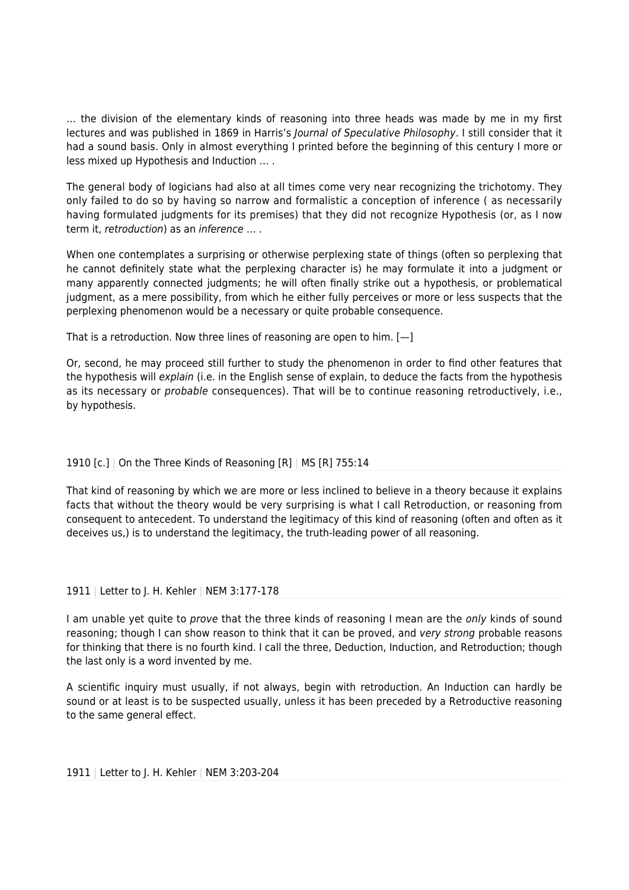… the division of the elementary kinds of reasoning into three heads was made by me in my first lectures and was published in 1869 in Harris's *Journal of Speculative Philosophy*. I still consider that it had a sound basis. Only in almost everything I printed before the beginning of this century I more or less mixed up Hypothesis and Induction … .

The general body of logicians had also at all times come very near recognizing the trichotomy. They only failed to do so by having so narrow and formalistic a conception of inference ( as necessarily having formulated judgments for its premises) that they did not recognize Hypothesis (or, as I now term it, *retroduction*) as an *inference* … .

When one contemplates a surprising or otherwise perplexing state of things (often so perplexing that he cannot definitely state what the perplexing character is) he may formulate it into a judgment or many apparently connected judgments; he will often finally strike out a hypothesis, or problematical judgment, as a mere possibility, from which he either fully perceives or more or less suspects that the perplexing phenomenon would be a necessary or quite probable consequence.

That is a retroduction. Now three lines of reasoning are open to him. [—]

Or, second, he may proceed still further to study the phenomenon in order to find other features that the hypothesis will *explain* (i.e. in the English sense of explain, to deduce the facts from the hypothesis as its necessary or *probable* consequences). That will be to continue reasoning retroductively, i.e., by hypothesis.

1910 [c.] | On the Three Kinds of Reasoning [R] | MS [R] 755:14

That kind of reasoning by which we are more or less inclined to believe in a theory because it explains facts that without the theory would be very surprising is what I call Retroduction, or reasoning from consequent to antecedent. To understand the legitimacy of this kind of reasoning (often and often as it deceives us,) is to understand the legitimacy, the truth-leading power of all reasoning.

1911 | Letter to J. H. Kehler | NEM 3:177-178

I am unable yet quite to *prove* that the three kinds of reasoning I mean are the *only* kinds of sound reasoning; though I can show reason to think that it can be proved, and *very strong* probable reasons for thinking that there is no fourth kind. I call the three, Deduction, Induction, and Retroduction; though the last only is a word invented by me.

A scientific inquiry must usually, if not always, begin with retroduction. An Induction can hardly be sound or at least is to be suspected usually, unless it has been preceded by a Retroductive reasoning to the same general effect.

1911 | Letter to J. H. Kehler | NEM 3:203-204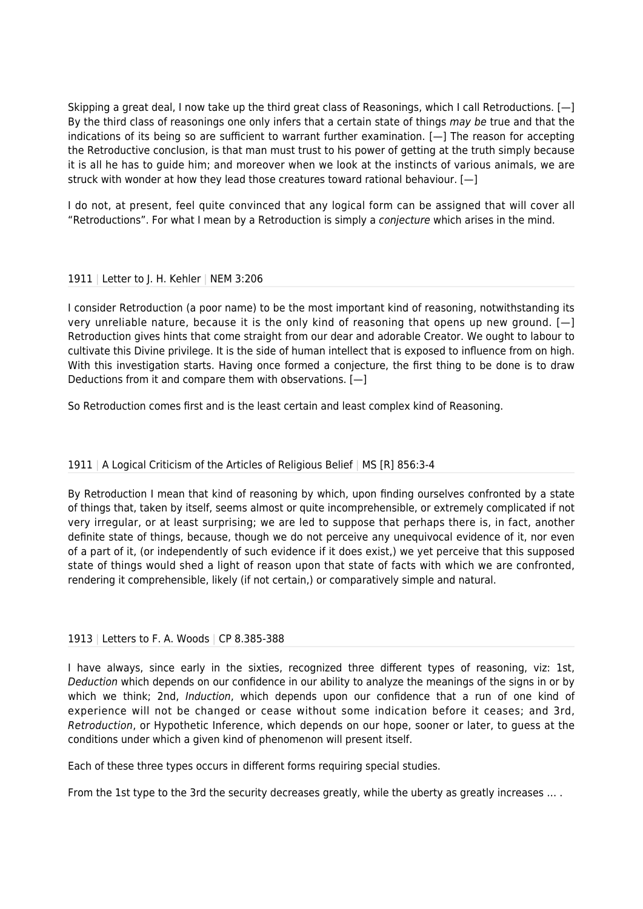Skipping a great deal, I now take up the third great class of Reasonings, which I call Retroductions. [—] By the third class of reasonings one only infers that a certain state of things *may be* true and that the indications of its being so are sufficient to warrant further examination. [—] The reason for accepting the Retroductive conclusion, is that man must trust to his power of getting at the truth simply because it is all he has to guide him; and moreover when we look at the instincts of various animals, we are struck with wonder at how they lead those creatures toward rational behaviour. [—]

I do not, at present, feel quite convinced that any logical form can be assigned that will cover all "Retroductions". For what I mean by a Retroduction is simply a *conjecture* which arises in the mind.

1911 | Letter to J. H. Kehler | NEM 3:206

I consider Retroduction (a poor name) to be the most important kind of reasoning, notwithstanding its very unreliable nature, because it is the only kind of reasoning that opens up new ground. [—] Retroduction gives hints that come straight from our dear and adorable Creator. We ought to labour to cultivate this Divine privilege. It is the side of human intellect that is exposed to influence from on high. With this investigation starts. Having once formed a conjecture, the first thing to be done is to draw Deductions from it and compare them with observations. [—]

So Retroduction comes first and is the least certain and least complex kind of Reasoning.

1911 | A Logical Criticism of the Articles of Religious Belief | MS [R] 856:3-4

By Retroduction I mean that kind of reasoning by which, upon finding ourselves confronted by a state of things that, taken by itself, seems almost or quite incomprehensible, or extremely complicated if not very irregular, or at least surprising; we are led to suppose that perhaps there is, in fact, another definite state of things, because, though we do not perceive any unequivocal evidence of it, nor even of a part of it, (or independently of such evidence if it does exist,) we yet perceive that this supposed state of things would shed a light of reason upon that state of facts with which we are confronted, rendering it comprehensible, likely (if not certain,) or comparatively simple and natural.

1913 | Letters to F. A. Woods | CP 8.385-388

I have always, since early in the sixties, recognized three different types of reasoning, viz: 1st, *Deduction* which depends on our confidence in our ability to analyze the meanings of the signs in or by which we think; 2nd, *Induction*, which depends upon our confidence that a run of one kind of experience will not be changed or cease without some indication before it ceases; and 3rd, *Retroduction*, or Hypothetic Inference, which depends on our hope, sooner or later, to guess at the conditions under which a given kind of phenomenon will present itself.

Each of these three types occurs in different forms requiring special studies.

From the 1st type to the 3rd the security decreases greatly, while the uberty as greatly increases … .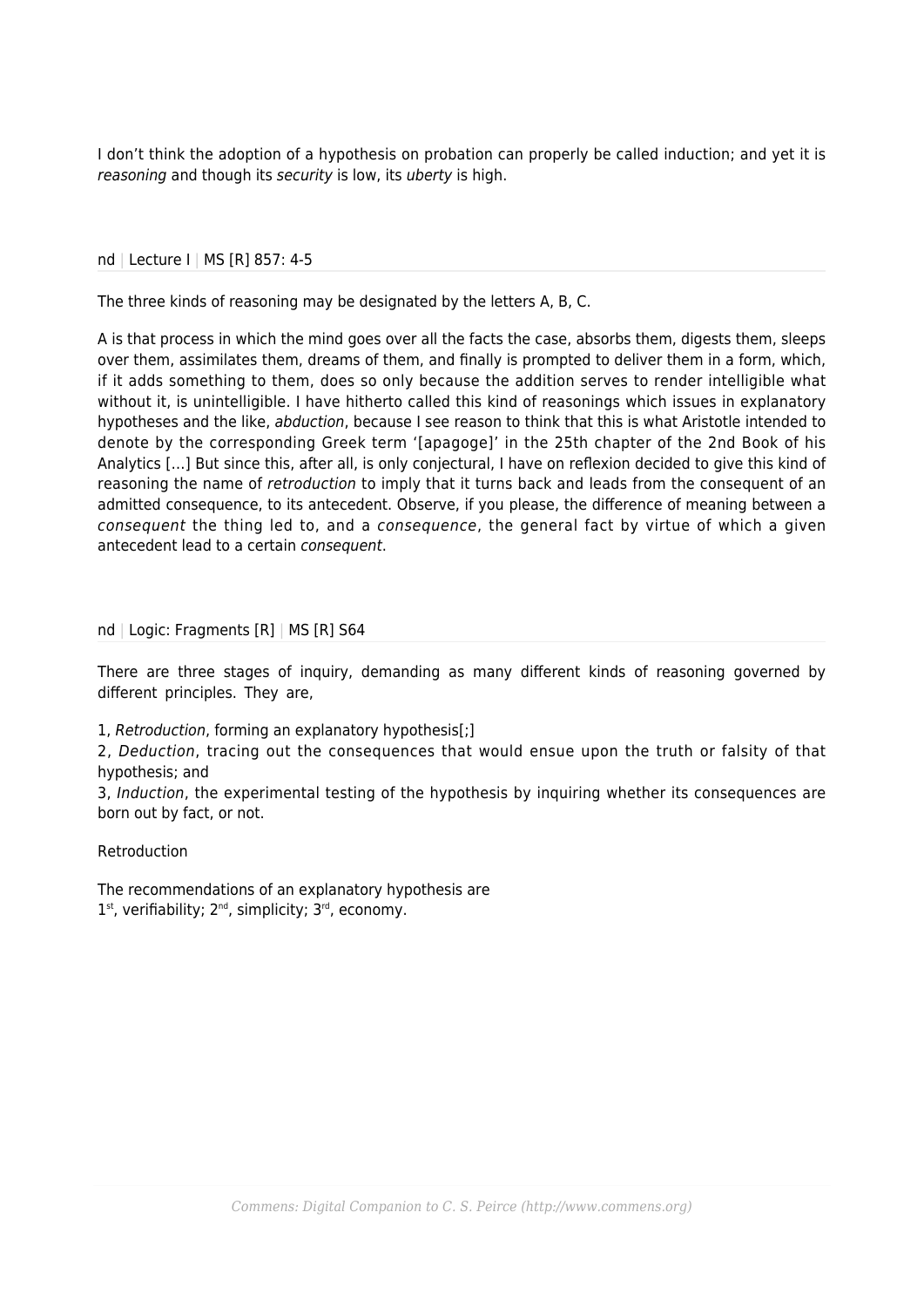I don't think the adoption of a hypothesis on probation can properly be called induction; and yet it is *reasoning* and though its *security* is low, its *uberty* is high.

nd | Lecture I | MS [R] 857: 4-5

The three kinds of reasoning may be designated by the letters A, B, C.

A is that process in which the mind goes over all the facts the case, absorbs them, digests them, sleeps over them, assimilates them, dreams of them, and finally is prompted to deliver them in a form, which, if it adds something to them, does so only because the addition serves to render intelligible what without it, is unintelligible. I have hitherto called this kind of reasonings which issues in explanatory hypotheses and the like, *abduction*, because I see reason to think that this is what Aristotle intended to denote by the corresponding Greek term '[apagoge]' in the 25th chapter of the 2nd Book of his Analytics […] But since this, after all, is only conjectural, I have on reflexion decided to give this kind of reasoning the name of *retroduction* to imply that it turns back and leads from the consequent of an admitted consequence, to its antecedent. Observe, if you please, the difference of meaning between a *consequent* the thing led to, and a *consequence*, the general fact by virtue of which a given antecedent lead to a certain *consequent*.

nd | Logic: Fragments [R] | MS [R] S64

There are three stages of inquiry, demanding as many different kinds of reasoning governed by different principles. They are,

1, *Retroduction*, forming an explanatory hypothesis[;]
2, *Deduction*, tracing out the consequences that would ensue upon the truth or falsity of that hypothesis; and
3, *Induction*, the experimental testing of the hypothesis by inquiring whether its consequences are born out by fact, or not.

Retroduction

The recommendations of an explanatory hypothesis are
1st, verifiability; 2nd, simplicity; 3rd, economy.